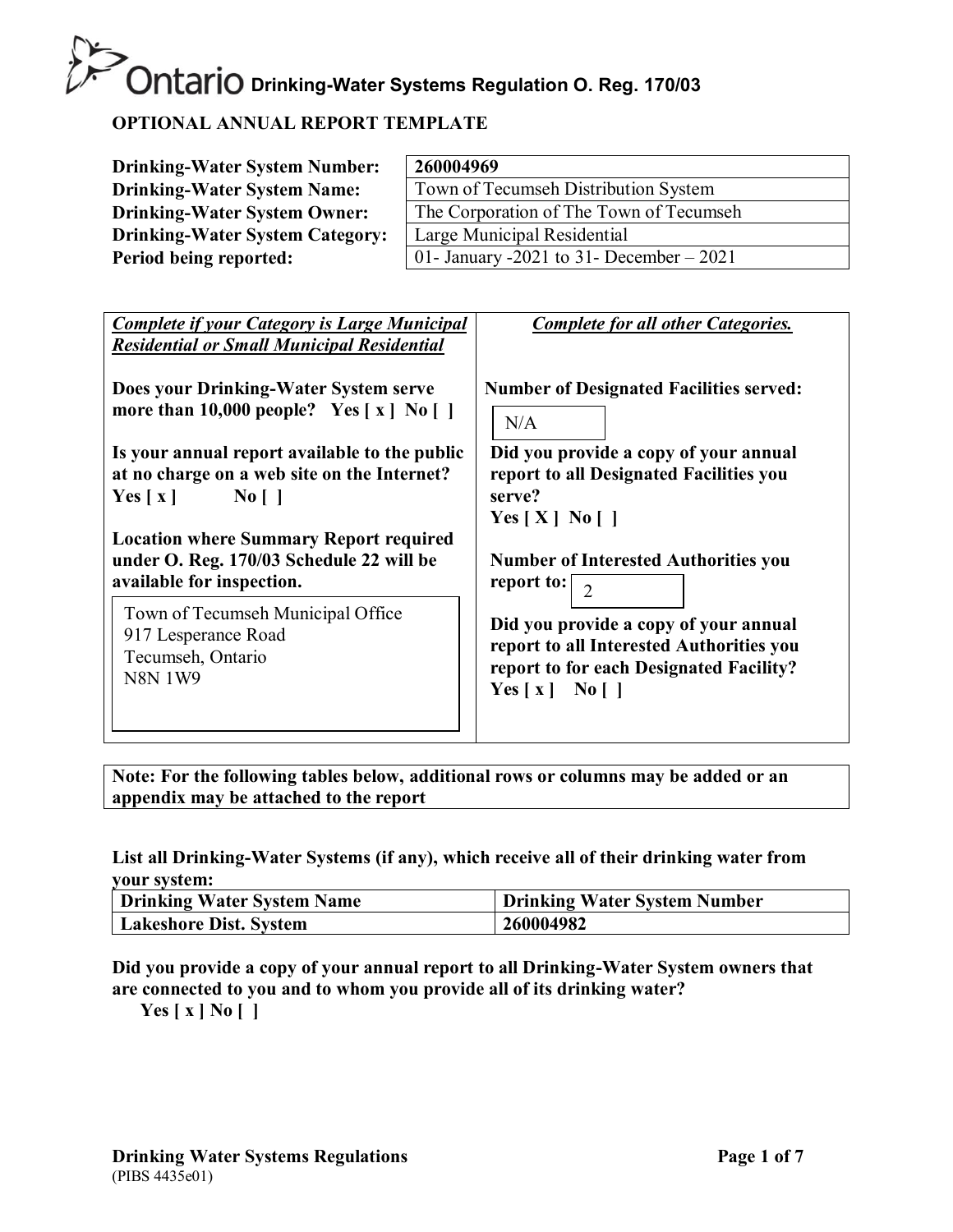# Drinking-Water Systems Regulation O. Reg. 170/03

## OPTIONAL ANNUAL REPORT TEMPLATE

| | |
|---|---|
| **Drinking-Water System Number:** | **260004969** |
| **Drinking-Water System Name:** | Town of Tecumseh Distribution System |
| **Drinking-Water System Owner:** | The Corporation of The Town of Tecumseh |
| **Drinking-Water System Category:** | Large Municipal Residential |
| **Period being reported:** | 01- January -2021 to 31- December – 2021 |

***Complete if your Category is Large Municipal Residential or Small Municipal Residential***

**Does your Drinking-Water System serve more than 10,000 people? Yes [ x ] No [ ]**

**Is your annual report available to the public at no charge on a web site on the Internet?**
**Yes [ x ] No [ ]**

**Location where Summary Report required under O. Reg. 170/03 Schedule 22 will be available for inspection.**

Town of Tecumseh Municipal Office
917 Lesperance Road
Tecumseh, Ontario
N8N 1W9

***Complete for all other Categories.***

**Number of Designated Facilities served:** N/A

**Did you provide a copy of your annual report to all Designated Facilities you serve?**
**Yes [ X ] No [ ]**

**Number of Interested Authorities you report to:** 2

**Did you provide a copy of your annual report to all Interested Authorities you report to for each Designated Facility?**
**Yes [ x ] No [ ]**

**Note: For the following tables below, additional rows or columns may be added or an appendix may be attached to the report**

**List all Drinking-Water Systems (if any), which receive all of their drinking water from your system:**

| Drinking Water System Name | Drinking Water System Number |
|---|---|
| **Lakeshore Dist. System** | **260004982** |

**Did you provide a copy of your annual report to all Drinking-Water System owners that are connected to you and to whom you provide all of its drinking water?**
**Yes [ x ] No [ ]**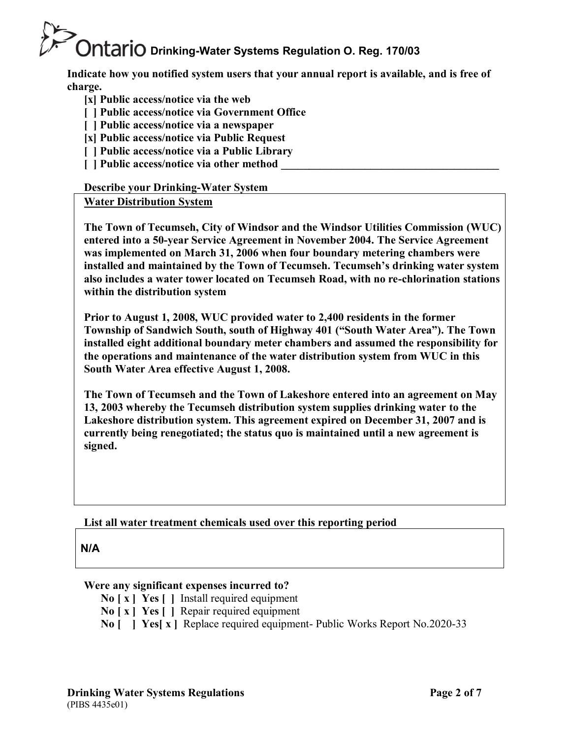**Indicate how you notified system users that your annual report is available, and is free of charge.**

- **[x] Public access/notice via the web**
- **[ ] Public access/notice via Government Office**
- **[ ] Public access/notice via a newspaper**
- **[x] Public access/notice via Public Request**
- **[ ] Public access/notice via a Public Library**
- **[ ] Public access/notice via other method ________________________________________**

**Describe your Drinking-Water System**

**<u>Water Distribution System</u>**

**The Town of Tecumseh, City of Windsor and the Windsor Utilities Commission (WUC) entered into a 50-year Service Agreement in November 2004. The Service Agreement was implemented on March 31, 2006 when four boundary metering chambers were installed and maintained by the Town of Tecumseh. Tecumseh's drinking water system also includes a water tower located on Tecumseh Road, with no re-chlorination stations within the distribution system**

**Prior to August 1, 2008, WUC provided water to 2,400 residents in the former Township of Sandwich South, south of Highway 401 ("South Water Area"). The Town installed eight additional boundary meter chambers and assumed the responsibility for the operations and maintenance of the water distribution system from WUC in this South Water Area effective August 1, 2008.**

**The Town of Tecumseh and the Town of Lakeshore entered into an agreement on May 13, 2003 whereby the Tecumseh distribution system supplies drinking water to the Lakeshore distribution system. This agreement expired on December 31, 2007 and is currently being renegotiated; the status quo is maintained until a new agreement is signed.**

**List all water treatment chemicals used over this reporting period**

**N/A**

**Were any significant expenses incurred to?**

- **No [ x ] Yes [ ]** Install required equipment
- **No [ x ] Yes [ ]** Repair required equipment
- **No [ ] Yes[ x ]** Replace required equipment- Public Works Report No.2020-33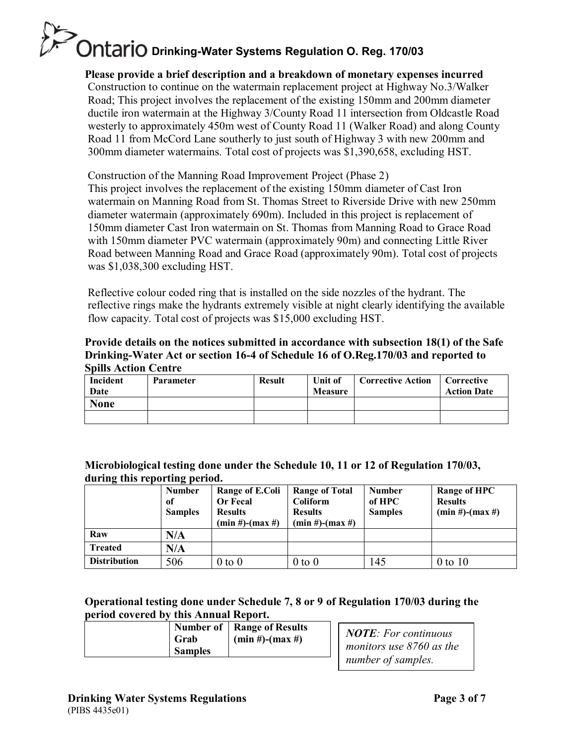**Please provide a brief description and a breakdown of monetary expenses incurred**

Construction to continue on the watermain replacement project at Highway No.3/Walker Road; This project involves the replacement of the existing 150mm and 200mm diameter ductile iron watermain at the Highway 3/County Road 11 intersection from Oldcastle Road westerly to approximately 450m west of County Road 11 (Walker Road) and along County Road 11 from McCord Lane southerly to just south of Highway 3 with new 200mm and 300mm diameter watermains. Total cost of projects was $1,390,658, excluding HST.

Construction of the Manning Road Improvement Project (Phase 2)
This project involves the replacement of the existing 150mm diameter of Cast Iron watermain on Manning Road from St. Thomas Street to Riverside Drive with new 250mm diameter watermain (approximately 690m). Included in this project is replacement of 150mm diameter Cast Iron watermain on St. Thomas from Manning Road to Grace Road with 150mm diameter PVC watermain (approximately 90m) and connecting Little River Road between Manning Road and Grace Road (approximately 90m). Total cost of projects was $1,038,300 excluding HST.

Reflective colour coded ring that is installed on the side nozzles of the hydrant. The reflective rings make the hydrants extremely visible at night clearly identifying the available flow capacity. Total cost of projects was $15,000 excluding HST.

**Provide details on the notices submitted in accordance with subsection 18(1) of the Safe Drinking-Water Act or section 16-4 of Schedule 16 of O.Reg.170/03 and reported to Spills Action Centre**

| Incident Date | Parameter | Result | Unit of Measure | Corrective Action | Corrective Action Date |
|---|---|---|---|---|---|
| **None** | | | | | |
| | | | | | |

**Microbiological testing done under the Schedule 10, 11 or 12 of Regulation 170/03, during this reporting period.**

| | Number of Samples | Range of E.Coli Or Fecal Results (min #)-(max #) | Range of Total Coliform Results (min #)-(max #) | Number of HPC Samples | Range of HPC Results (min #)-(max #) |
|---|---|---|---|---|---|
| **Raw** | N/A | | | | |
| **Treated** | N/A | | | | |
| **Distribution** | 506 | 0 to 0 | 0 to 0 | 145 | 0 to 10 |

**Operational testing done under Schedule 7, 8 or 9 of Regulation 170/03 during the period covered by this Annual Report.**

| | Number of Grab Samples | Range of Results (min #)-(max #) |
|---|---|---|

***NOTE**: For continuous monitors use 8760 as the number of samples.*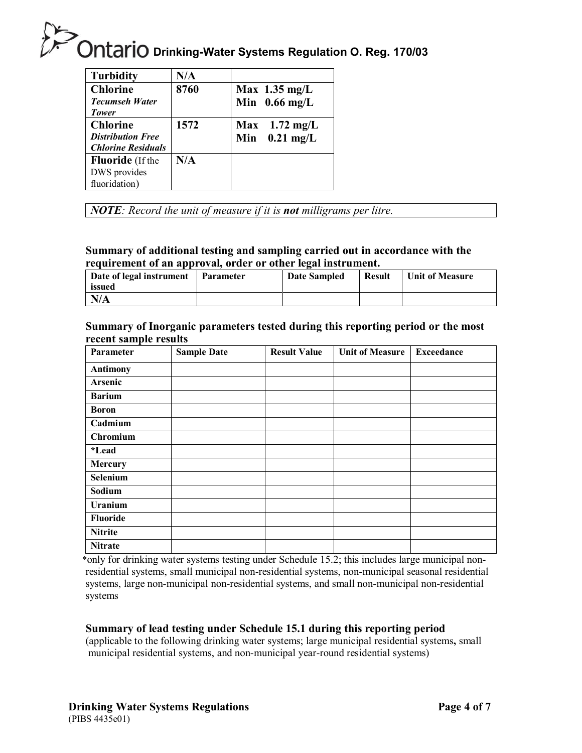| Turbidity | N/A | |
|---|---|---|
| **Chlorine** *Tecumseh Water Tower* | 8760 | Max 1.35 mg/L Min 0.66 mg/L |
| **Chlorine** *Distribution Free Chlorine Residuals* | 1572 | Max 1.72 mg/L Min 0.21 mg/L |
| **Fluoride** (If the DWS provides fluoridation) | N/A | |

*NOTE: Record the unit of measure if it is* ***not*** *milligrams per litre.*

### Summary of additional testing and sampling carried out in accordance with the requirement of an approval, order or other legal instrument.

| Date of legal instrument issued | Parameter | Date Sampled | Result | Unit of Measure |
|---|---|---|---|---|
| N/A | | | | |

### Summary of Inorganic parameters tested during this reporting period or the most recent sample results

| Parameter | Sample Date | Result Value | Unit of Measure | Exceedance |
|---|---|---|---|---|
| Antimony | | | | |
| Arsenic | | | | |
| Barium | | | | |
| Boron | | | | |
| Cadmium | | | | |
| Chromium | | | | |
| *Lead | | | | |
| Mercury | | | | |
| Selenium | | | | |
| Sodium | | | | |
| Uranium | | | | |
| Fluoride | | | | |
| Nitrite | | | | |
| Nitrate | | | | |

*only for drinking water systems testing under Schedule 15.2; this includes large municipal non-residential systems, small municipal non-residential systems, non-municipal seasonal residential systems, large non-municipal non-residential systems, and small non-municipal non-residential systems

### Summary of lead testing under Schedule 15.1 during this reporting period

(applicable to the following drinking water systems; large municipal residential systems**,** small municipal residential systems, and non-municipal year-round residential systems)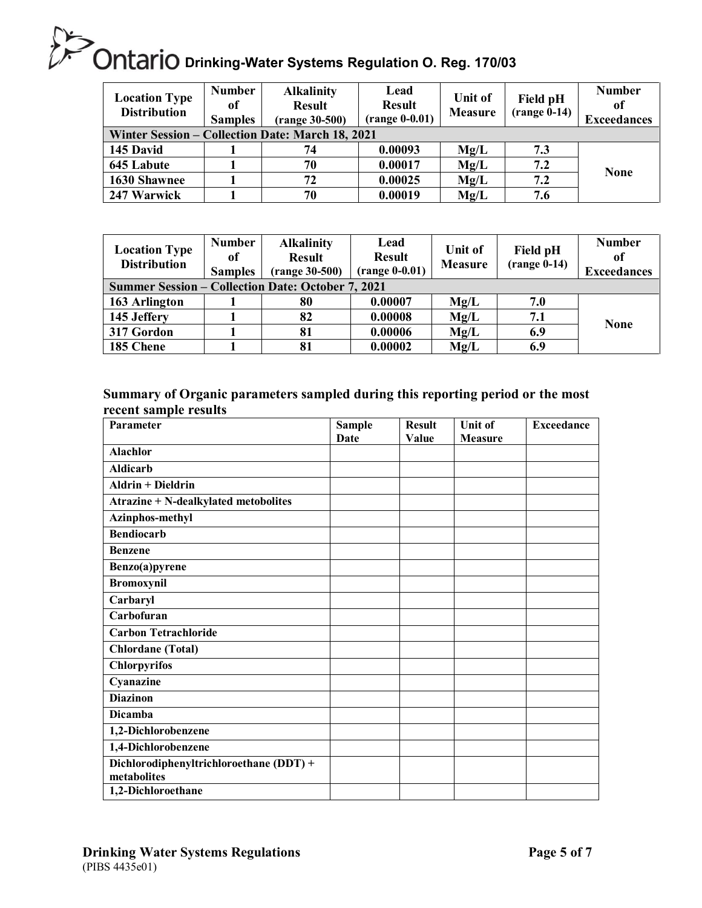| Location Type Distribution | Number of Samples | Alkalinity Result (range 30-500) | Lead Result (range 0-0.01) | Unit of Measure | Field pH (range 0-14) | Number of Exceedances |
|---|---|---|---|---|---|---|
| **Winter Session – Collection Date: March 18, 2021** | | | | | | |
| 145 David | 1 | 74 | 0.00093 | Mg/L | 7.3 | None |
| 645 Labute | 1 | 70 | 0.00017 | Mg/L | 7.2 | |
| 1630 Shawnee | 1 | 72 | 0.00025 | Mg/L | 7.2 | |
| 247 Warwick | 1 | 70 | 0.00019 | Mg/L | 7.6 | |

| Location Type Distribution | Number of Samples | Alkalinity Result (range 30-500) | Lead Result (range 0-0.01) | Unit of Measure | Field pH (range 0-14) | Number of Exceedances |
|---|---|---|---|---|---|---|
| **Summer Session – Collection Date: October 7, 2021** | | | | | | |
| 163 Arlington | 1 | 80 | 0.00007 | Mg/L | 7.0 | None |
| 145 Jeffery | 1 | 82 | 0.00008 | Mg/L | 7.1 | |
| 317 Gordon | 1 | 81 | 0.00006 | Mg/L | 6.9 | |
| 185 Chene | 1 | 81 | 0.00002 | Mg/L | 6.9 | |

## Summary of Organic parameters sampled during this reporting period or the most recent sample results

| Parameter | Sample Date | Result Value | Unit of Measure | Exceedance |
|---|---|---|---|---|
| Alachlor | | | | |
| Aldicarb | | | | |
| Aldrin + Dieldrin | | | | |
| Atrazine + N-dealkylated metobolites | | | | |
| Azinphos-methyl | | | | |
| Bendiocarb | | | | |
| Benzene | | | | |
| Benzo(a)pyrene | | | | |
| Bromoxynil | | | | |
| Carbaryl | | | | |
| Carbofuran | | | | |
| Carbon Tetrachloride | | | | |
| Chlordane (Total) | | | | |
| Chlorpyrifos | | | | |
| Cyanazine | | | | |
| Diazinon | | | | |
| Dicamba | | | | |
| 1,2-Dichlorobenzene | | | | |
| 1,4-Dichlorobenzene | | | | |
| Dichlorodiphenyltrichloroethane (DDT) + metabolites | | | | |
| 1,2-Dichloroethane | | | | |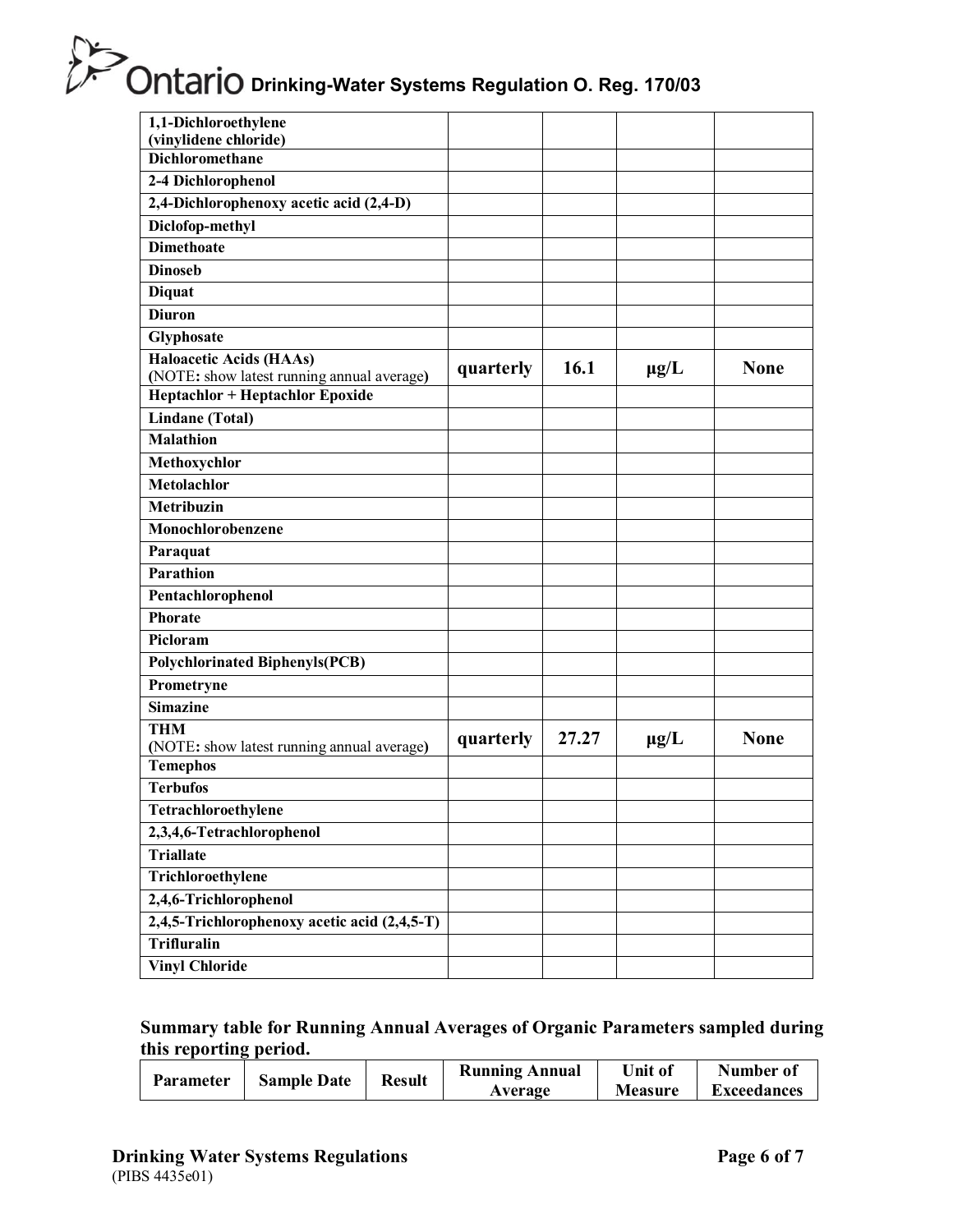| | | | | |
|---|---|---|---|---|
| **1,1-Dichloroethylene (vinylidene chloride)** | | | | |
| **Dichloromethane** | | | | |
| **2-4 Dichlorophenol** | | | | |
| **2,4-Dichlorophenoxy acetic acid (2,4-D)** | | | | |
| **Diclofop-methyl** | | | | |
| **Dimethoate** | | | | |
| **Dinoseb** | | | | |
| **Diquat** | | | | |
| **Diuron** | | | | |
| **Glyphosate** | | | | |
| **Haloacetic Acids (HAAs)** (NOTE**:** show latest running annual average**)** | **quarterly** | **16.1** | **µg/L** | **None** |
| **Heptachlor + Heptachlor Epoxide** | | | | |
| **Lindane (Total)** | | | | |
| **Malathion** | | | | |
| **Methoxychlor** | | | | |
| **Metolachlor** | | | | |
| **Metribuzin** | | | | |
| **Monochlorobenzene** | | | | |
| **Paraquat** | | | | |
| **Parathion** | | | | |
| **Pentachlorophenol** | | | | |
| **Phorate** | | | | |
| **Picloram** | | | | |
| **Polychlorinated Biphenyls(PCB)** | | | | |
| **Prometryne** | | | | |
| **Simazine** | | | | |
| **THM** (NOTE**:** show latest running annual average**)** | **quarterly** | **27.27** | **µg/L** | **None** |
| **Temephos** | | | | |
| **Terbufos** | | | | |
| **Tetrachloroethylene** | | | | |
| **2,3,4,6-Tetrachlorophenol** | | | | |
| **Triallate** | | | | |
| **Trichloroethylene** | | | | |
| **2,4,6-Trichlorophenol** | | | | |
| **2,4,5-Trichlorophenoxy acetic acid (2,4,5-T)** | | | | |
| **Trifluralin** | | | | |
| **Vinyl Chloride** | | | | |

**Summary table for Running Annual Averages of Organic Parameters sampled during this reporting period.**

| Parameter | Sample Date | Result | Running Annual Average | Unit of Measure | Number of Exceedances |
|---|---|---|---|---|---|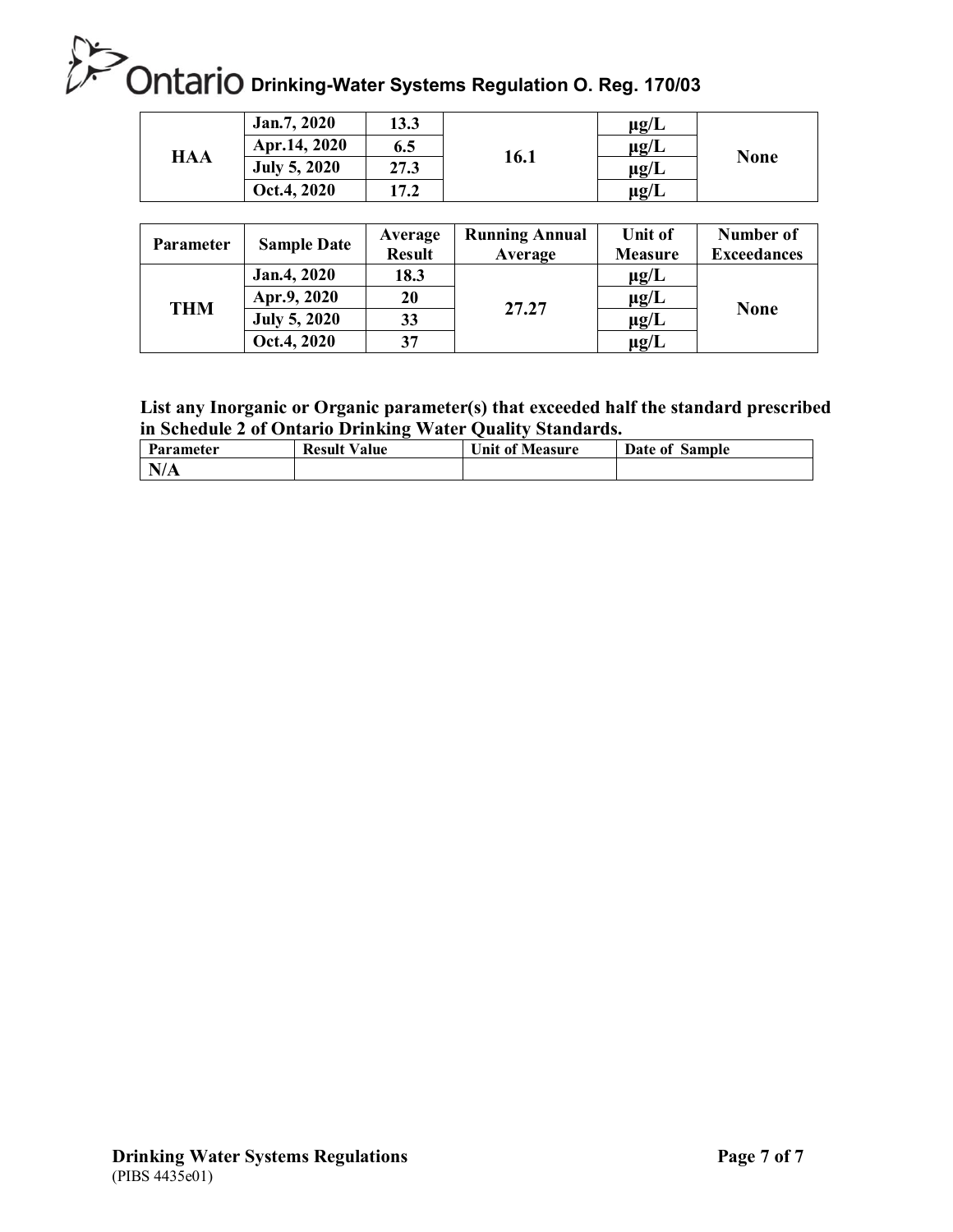| Parameter | Sample Date | Average Result | Running Annual Average | Unit of Measure | Number of Exceedances |
|---|---|---|---|---|---|
| HAA | Jan.7, 2020 | 13.3 | 16.1 | μg/L | None |
| | Apr.14, 2020 | 6.5 | | μg/L | |
| | July 5, 2020 | 27.3 | | μg/L | |
| | Oct.4, 2020 | 17.2 | | μg/L | |

| Parameter | Sample Date | Average Result | Running Annual Average | Unit of Measure | Number of Exceedances |
|---|---|---|---|---|---|
| THM | Jan.4, 2020 | 18.3 | 27.27 | μg/L | None |
| | Apr.9, 2020 | 20 | | μg/L | |
| | July 5, 2020 | 33 | | μg/L | |
| | Oct.4, 2020 | 37 | | μg/L | |

**List any Inorganic or Organic parameter(s) that exceeded half the standard prescribed in Schedule 2 of Ontario Drinking Water Quality Standards.**

| Parameter | Result Value | Unit of Measure | Date of Sample |
|---|---|---|---|
| N/A | | | |